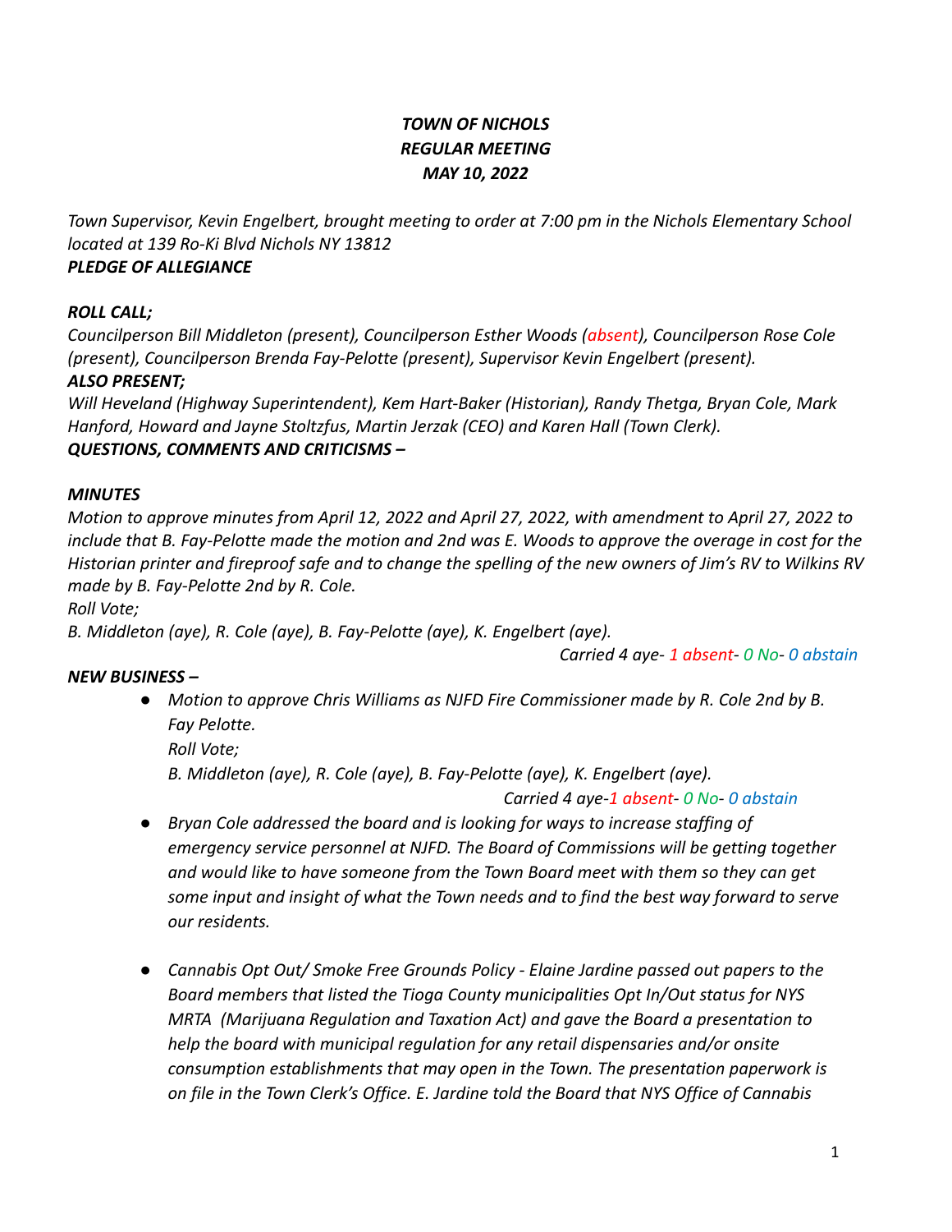***TOWN OF NICHOLS***
***REGULAR MEETING***
***MAY 10, 2022***

*Town Supervisor, Kevin Engelbert, brought meeting to order at 7:00 pm in the Nichols Elementary School located at 139 Ro-Ki Blvd Nichols NY 13812*

***PLEDGE OF ALLEGIANCE***

***ROLL CALL;***

*Councilperson Bill Middleton (present), Councilperson Esther Woods (absent), Councilperson Rose Cole (present), Councilperson Brenda Fay-Pelotte (present), Supervisor Kevin Engelbert (present).*

***ALSO PRESENT;***

*Will Heveland (Highway Superintendent), Kem Hart-Baker (Historian), Randy Thetga, Bryan Cole, Mark Hanford, Howard and Jayne Stoltzfus, Martin Jerzak (CEO) and Karen Hall (Town Clerk).*

***QUESTIONS, COMMENTS AND CRITICISMS –***

***MINUTES***

*Motion to approve minutes from April 12, 2022 and April 27, 2022, with amendment to April 27, 2022 to include that B. Fay-Pelotte made the motion and 2nd was E. Woods to approve the overage in cost for the Historian printer and fireproof safe and to change the spelling of the new owners of Jim's RV to Wilkins RV made by B. Fay-Pelotte 2nd by R. Cole.*

*Roll Vote;*

*B. Middleton (aye), R. Cole (aye), B. Fay-Pelotte (aye), K. Engelbert (aye).*

*Carried 4 aye- 1 absent- 0 No- 0 abstain*

***NEW BUSINESS –***

- *Motion to approve Chris Williams as NJFD Fire Commissioner made by R. Cole 2nd by B. Fay Pelotte.*

  *Roll Vote;*

  *B. Middleton (aye), R. Cole (aye), B. Fay-Pelotte (aye), K. Engelbert (aye).*

  *Carried 4 aye-1 absent- 0 No- 0 abstain*

- *Bryan Cole addressed the board and is looking for ways to increase staffing of emergency service personnel at NJFD. The Board of Commissions will be getting together and would like to have someone from the Town Board meet with them so they can get some input and insight of what the Town needs and to find the best way forward to serve our residents.*

- *Cannabis Opt Out/ Smoke Free Grounds Policy - Elaine Jardine passed out papers to the Board members that listed the Tioga County municipalities Opt In/Out status for NYS MRTA (Marijuana Regulation and Taxation Act) and gave the Board a presentation to help the board with municipal regulation for any retail dispensaries and/or onsite consumption establishments that may open in the Town. The presentation paperwork is on file in the Town Clerk's Office. E. Jardine told the Board that NYS Office of Cannabis*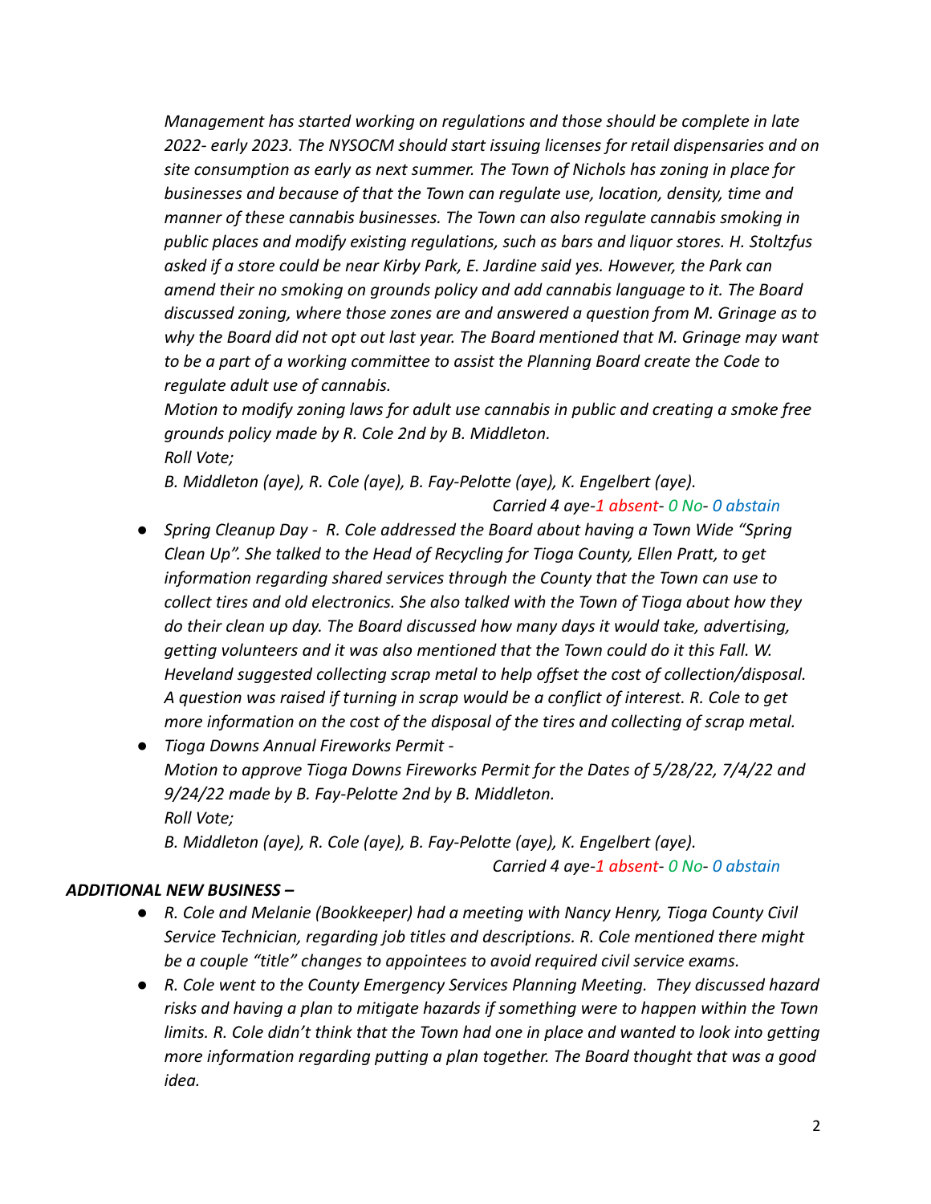*Management has started working on regulations and those should be complete in late 2022- early 2023. The NYSOCM should start issuing licenses for retail dispensaries and on site consumption as early as next summer. The Town of Nichols has zoning in place for businesses and because of that the Town can regulate use, location, density, time and manner of these cannabis businesses. The Town can also regulate cannabis smoking in public places and modify existing regulations, such as bars and liquor stores. H. Stoltzfus asked if a store could be near Kirby Park, E. Jardine said yes. However, the Park can amend their no smoking on grounds policy and add cannabis language to it. The Board discussed zoning, where those zones are and answered a question from M. Grinage as to why the Board did not opt out last year. The Board mentioned that M. Grinage may want to be a part of a working committee to assist the Planning Board create the Code to regulate adult use of cannabis.*

*Motion to modify zoning laws for adult use cannabis in public and creating a smoke free grounds policy made by R. Cole 2nd by B. Middleton.*

*Roll Vote;*

*B. Middleton (aye), R. Cole (aye), B. Fay-Pelotte (aye), K. Engelbert (aye).*

*Carried 4 aye-1 absent- 0 No- 0 abstain*

- *Spring Cleanup Day - R. Cole addressed the Board about having a Town Wide "Spring Clean Up". She talked to the Head of Recycling for Tioga County, Ellen Pratt, to get information regarding shared services through the County that the Town can use to collect tires and old electronics. She also talked with the Town of Tioga about how they do their clean up day. The Board discussed how many days it would take, advertising, getting volunteers and it was also mentioned that the Town could do it this Fall. W. Heveland suggested collecting scrap metal to help offset the cost of collection/disposal. A question was raised if turning in scrap would be a conflict of interest. R. Cole to get more information on the cost of the disposal of the tires and collecting of scrap metal.*
- *Tioga Downs Annual Fireworks Permit -*
  *Motion to approve Tioga Downs Fireworks Permit for the Dates of 5/28/22, 7/4/22 and 9/24/22 made by B. Fay-Pelotte 2nd by B. Middleton.*
  *Roll Vote;*
  *B. Middleton (aye), R. Cole (aye), B. Fay-Pelotte (aye), K. Engelbert (aye).*
  *Carried 4 aye-1 absent- 0 No- 0 abstain*

***ADDITIONAL NEW BUSINESS –***

- *R. Cole and Melanie (Bookkeeper) had a meeting with Nancy Henry, Tioga County Civil Service Technician, regarding job titles and descriptions. R. Cole mentioned there might be a couple "title" changes to appointees to avoid required civil service exams.*
- *R. Cole went to the County Emergency Services Planning Meeting. They discussed hazard risks and having a plan to mitigate hazards if something were to happen within the Town limits. R. Cole didn't think that the Town had one in place and wanted to look into getting more information regarding putting a plan together. The Board thought that was a good idea.*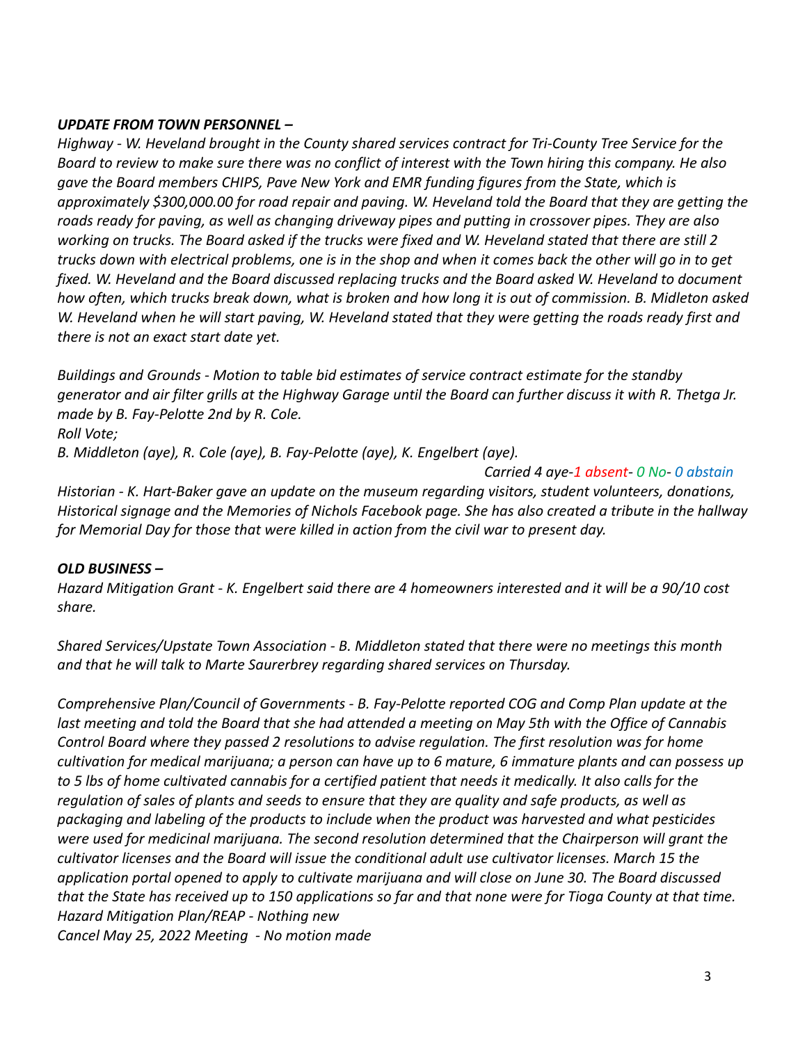***UPDATE FROM TOWN PERSONNEL –***

*Highway - W. Heveland brought in the County shared services contract for Tri-County Tree Service for the Board to review to make sure there was no conflict of interest with the Town hiring this company. He also gave the Board members CHIPS, Pave New York and EMR funding figures from the State, which is approximately $300,000.00 for road repair and paving. W. Heveland told the Board that they are getting the roads ready for paving, as well as changing driveway pipes and putting in crossover pipes. They are also working on trucks. The Board asked if the trucks were fixed and W. Heveland stated that there are still 2 trucks down with electrical problems, one is in the shop and when it comes back the other will go in to get fixed. W. Heveland and the Board discussed replacing trucks and the Board asked W. Heveland to document how often, which trucks break down, what is broken and how long it is out of commission. B. Midleton asked W. Heveland when he will start paving, W. Heveland stated that they were getting the roads ready first and there is not an exact start date yet.*

*Buildings and Grounds - Motion to table bid estimates of service contract estimate for the standby generator and air filter grills at the Highway Garage until the Board can further discuss it with R. Thetga Jr. made by B. Fay-Pelotte 2nd by R. Cole.*
*Roll Vote;*
*B. Middleton (aye), R. Cole (aye), B. Fay-Pelotte (aye), K. Engelbert (aye).*

*Carried 4 aye-1 absent- 0 No- 0 abstain*

*Historian - K. Hart-Baker gave an update on the museum regarding visitors, student volunteers, donations, Historical signage and the Memories of Nichols Facebook page. She has also created a tribute in the hallway for Memorial Day for those that were killed in action from the civil war to present day.*

***OLD BUSINESS –***

*Hazard Mitigation Grant - K. Engelbert said there are 4 homeowners interested and it will be a 90/10 cost share.*

*Shared Services/Upstate Town Association - B. Middleton stated that there were no meetings this month and that he will talk to Marte Saurerbrey regarding shared services on Thursday.*

*Comprehensive Plan/Council of Governments - B. Fay-Pelotte reported COG and Comp Plan update at the last meeting and told the Board that she had attended a meeting on May 5th with the Office of Cannabis Control Board where they passed 2 resolutions to advise regulation. The first resolution was for home cultivation for medical marijuana; a person can have up to 6 mature, 6 immature plants and can possess up to 5 lbs of home cultivated cannabis for a certified patient that needs it medically. It also calls for the regulation of sales of plants and seeds to ensure that they are quality and safe products, as well as packaging and labeling of the products to include when the product was harvested and what pesticides were used for medicinal marijuana. The second resolution determined that the Chairperson will grant the cultivator licenses and the Board will issue the conditional adult use cultivator licenses. March 15 the application portal opened to apply to cultivate marijuana and will close on June 30. The Board discussed that the State has received up to 150 applications so far and that none were for Tioga County at that time.*
*Hazard Mitigation Plan/REAP - Nothing new*
*Cancel May 25, 2022 Meeting - No motion made*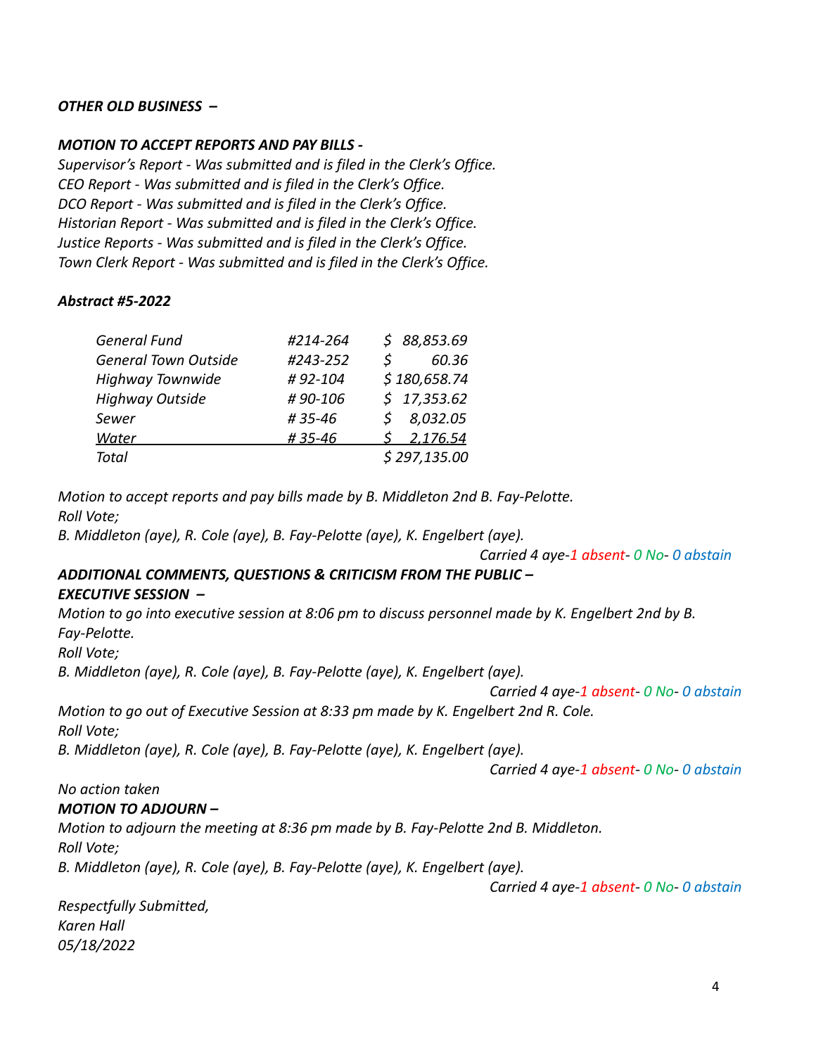***OTHER OLD BUSINESS –***

***MOTION TO ACCEPT REPORTS AND PAY BILLS -***

*Supervisor's Report - Was submitted and is filed in the Clerk's Office.*
*CEO Report - Was submitted and is filed in the Clerk's Office.*
*DCO Report - Was submitted and is filed in the Clerk's Office.*
*Historian Report - Was submitted and is filed in the Clerk's Office.*
*Justice Reports - Was submitted and is filed in the Clerk's Office.*
*Town Clerk Report - Was submitted and is filed in the Clerk's Office.*

***Abstract #5-2022***

| | | |
|---|---|---|
| *General Fund* | *#214-264* | *$ 88,853.69* |
| *General Town Outside* | *#243-252* | *$ 60.36* |
| *Highway Townwide* | *# 92-104* | *$ 180,658.74* |
| *Highway Outside* | *# 90-106* | *$ 17,353.62* |
| *Sewer* | *# 35-46* | *$ 8,032.05* |
| *Water* | *# 35-46* | *$ 2,176.54* |
| *Total* | | *$ 297,135.00* |

*Motion to accept reports and pay bills made by B. Middleton 2nd B. Fay-Pelotte.*
*Roll Vote;*
*B. Middleton (aye), R. Cole (aye), B. Fay-Pelotte (aye), K. Engelbert (aye).*

*Carried 4 aye-1 absent- 0 No- 0 abstain*

***ADDITIONAL COMMENTS, QUESTIONS & CRITICISM FROM THE PUBLIC –***

***EXECUTIVE SESSION –***

*Motion to go into executive session at 8:06 pm to discuss personnel made by K. Engelbert 2nd by B. Fay-Pelotte.*
*Roll Vote;*
*B. Middleton (aye), R. Cole (aye), B. Fay-Pelotte (aye), K. Engelbert (aye).*

*Carried 4 aye-1 absent- 0 No- 0 abstain*

*Motion to go out of Executive Session at 8:33 pm made by K. Engelbert 2nd R. Cole.*
*Roll Vote;*
*B. Middleton (aye), R. Cole (aye), B. Fay-Pelotte (aye), K. Engelbert (aye).*

*Carried 4 aye-1 absent- 0 No- 0 abstain*

*No action taken*

***MOTION TO ADJOURN –***

*Motion to adjourn the meeting at 8:36 pm made by B. Fay-Pelotte 2nd B. Middleton.*
*Roll Vote;*
*B. Middleton (aye), R. Cole (aye), B. Fay-Pelotte (aye), K. Engelbert (aye).*

*Carried 4 aye-1 absent- 0 No- 0 abstain*

*Respectfully Submitted,*
*Karen Hall*
*05/18/2022*